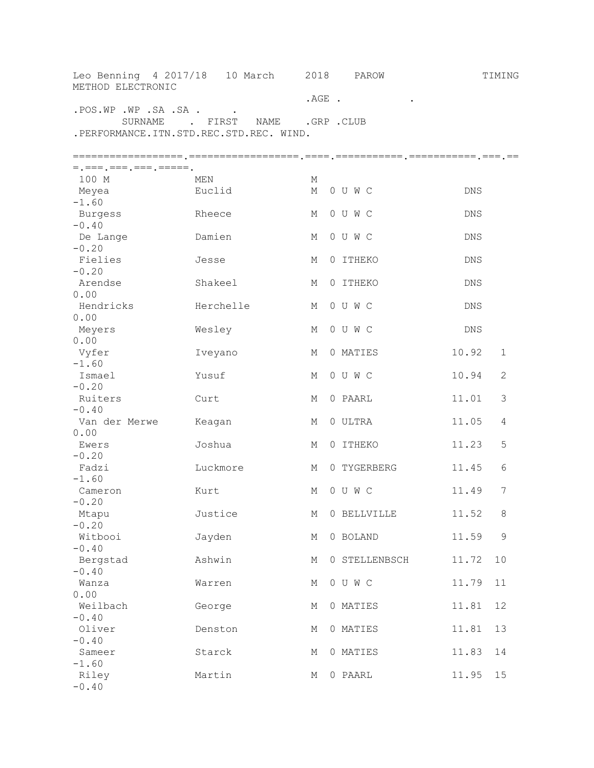Leo Benning 4 2017/18 10 March 2018 PAROW TIMING METHOD ELECTRONIC

| SURNAME | FIRST NAME | AGE GRP | CLUB | PERFORMANCE | POS. | WIND |
|---|---|---|---|---|---|---|
| 100 M | MEN | M | | | | |
| Meyea | Euclid | M | 0 U W C | DNS | | -1.60 |
| Burgess | Rheece | M | 0 U W C | DNS | | -0.40 |
| De Lange | Damien | M | 0 U W C | DNS | | -0.20 |
| Fielies | Jesse | M | 0 ITHEKO | DNS | | -0.20 |
| Arendse | Shakeel | M | 0 ITHEKO | DNS | | 0.00 |
| Hendricks | Herchelle | M | 0 U W C | DNS | | 0.00 |
| Meyers | Wesley | M | 0 U W C | DNS | | 0.00 |
| Vyfer | Iveyano | M | 0 MATIES | 10.92 | 1 | -1.60 |
| Ismael | Yusuf | M | 0 U W C | 10.94 | 2 | -0.20 |
| Ruiters | Curt | M | 0 PAARL | 11.01 | 3 | -0.40 |
| Van der Merwe | Keagan | M | 0 ULTRA | 11.05 | 4 | 0.00 |
| Ewers | Joshua | M | 0 ITHEKO | 11.23 | 5 | -0.20 |
| Fadzi | Luckmore | M | 0 TYGERBERG | 11.45 | 6 | -1.60 |
| Cameron | Kurt | M | 0 U W C | 11.49 | 7 | -0.20 |
| Mtapu | Justice | M | 0 BELLVILLE | 11.52 | 8 | -0.20 |
| Witbooi | Jayden | M | 0 BOLAND | 11.59 | 9 | -0.40 |
| Bergstad | Ashwin | M | 0 STELLENBSCH | 11.72 | 10 | -0.40 |
| Wanza | Warren | M | 0 U W C | 11.79 | 11 | 0.00 |
| Weilbach | George | M | 0 MATIES | 11.81 | 12 | -0.40 |
| Oliver | Denston | M | 0 MATIES | 11.81 | 13 | -0.40 |
| Sameer | Starck | M | 0 MATIES | 11.83 | 14 | -1.60 |
| Riley | Martin | M | 0 PAARL | 11.95 | 15 | -0.40 |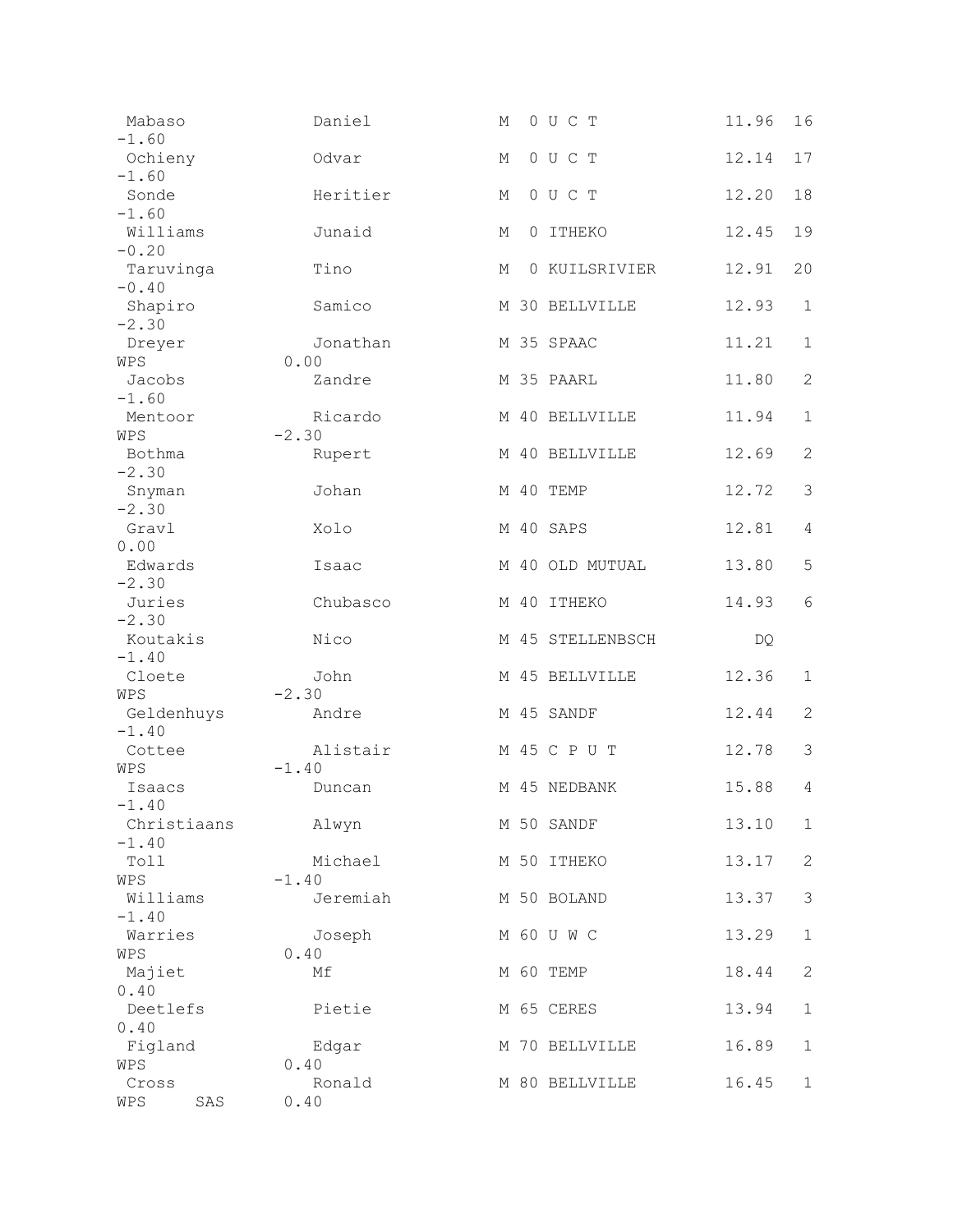| | | | | | | | | | |
|---|---|---|---|---|---|---|---|---|---|
| Mabaso | Daniel | M | 0 | U C T | 11.96 | 16 | | | -1.60 |
| Ochieny | Odvar | M | 0 | U C T | 12.14 | 17 | | | -1.60 |
| Sonde | Heritier | M | 0 | U C T | 12.20 | 18 | | | -1.60 |
| Williams | Junaid | M | 0 | ITHEKO | 12.45 | 19 | | | -0.20 |
| Taruvinga | Tino | M | 0 | KUILSRIVIER | 12.91 | 20 | | | -0.40 |
| Shapiro | Samico | M | 30 | BELLVILLE | 12.93 | 1 | | | -2.30 |
| Dreyer | Jonathan | M | 35 | SPAAC | 11.21 | 1 | WPS | | 0.00 |
| Jacobs | Zandre | M | 35 | PAARL | 11.80 | 2 | | | -1.60 |
| Mentoor | Ricardo | M | 40 | BELLVILLE | 11.94 | 1 | WPS | | -2.30 |
| Bothma | Rupert | M | 40 | BELLVILLE | 12.69 | 2 | | | -2.30 |
| Snyman | Johan | M | 40 | TEMP | 12.72 | 3 | | | -2.30 |
| Gravl | Xolo | M | 40 | SAPS | 12.81 | 4 | | | 0.00 |
| Edwards | Isaac | M | 40 | OLD MUTUAL | 13.80 | 5 | | | -2.30 |
| Juries | Chubasco | M | 40 | ITHEKO | 14.93 | 6 | | | -2.30 |
| Koutakis | Nico | M | 45 | STELLENBSCH | DQ | | | | -1.40 |
| Cloete | John | M | 45 | BELLVILLE | 12.36 | 1 | WPS | | -2.30 |
| Geldenhuys | Andre | M | 45 | SANDF | 12.44 | 2 | | | -1.40 |
| Cottee | Alistair | M | 45 | C P U T | 12.78 | 3 | WPS | | -1.40 |
| Isaacs | Duncan | M | 45 | NEDBANK | 15.88 | 4 | | | -1.40 |
| Christiaans | Alwyn | M | 50 | SANDF | 13.10 | 1 | | | -1.40 |
| Toll | Michael | M | 50 | ITHEKO | 13.17 | 2 | WPS | | -1.40 |
| Williams | Jeremiah | M | 50 | BOLAND | 13.37 | 3 | | | -1.40 |
| Warries | Joseph | M | 60 | U W C | 13.29 | 1 | WPS | | 0.40 |
| Majiet | Mf | M | 60 | TEMP | 18.44 | 2 | | | 0.40 |
| Deetlefs | Pietie | M | 65 | CERES | 13.94 | 1 | | | 0.40 |
| Figland | Edgar | M | 70 | BELLVILLE | 16.89 | 1 | WPS | | 0.40 |
| Cross | Ronald | M | 80 | BELLVILLE | 16.45 | 1 | WPS | SAS | 0.40 |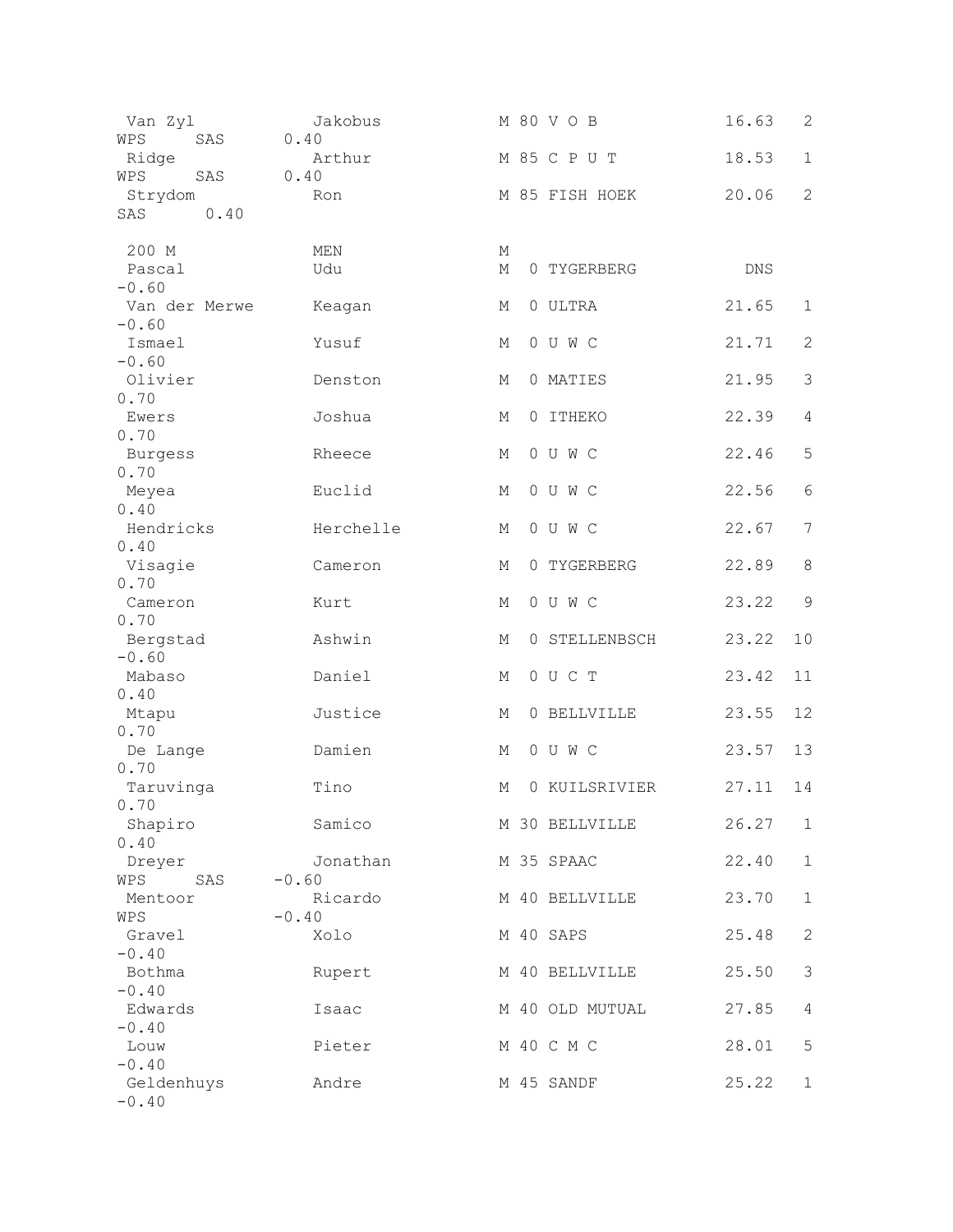| | | | | | | | |
|---|---|---|---|---|---|---|---|
| Van Zyl | Jakobus | M | 80 | V O B | 16.63 | 2 | WPS SAS 0.40 |
| Ridge | Arthur | M | 85 | C P U T | 18.53 | 1 | WPS SAS 0.40 |
| Strydom | Ron | M | 85 | FISH HOEK | 20.06 | 2 | SAS 0.40 |

| 200 M | MEN | M | | | | | |
|---|---|---|---|---|---|---|---|
| Pascal | Udu | M | 0 | TYGERBERG | DNS | | -0.60 |
| Van der Merwe | Keagan | M | 0 | ULTRA | 21.65 | 1 | -0.60 |
| Ismael | Yusuf | M | 0 | U W C | 21.71 | 2 | -0.60 |
| Olivier | Denston | M | 0 | MATIES | 21.95 | 3 | 0.70 |
| Ewers | Joshua | M | 0 | ITHEKO | 22.39 | 4 | 0.70 |
| Burgess | Rheece | M | 0 | U W C | 22.46 | 5 | 0.70 |
| Meyea | Euclid | M | 0 | U W C | 22.56 | 6 | 0.40 |
| Hendricks | Herchelle | M | 0 | U W C | 22.67 | 7 | 0.40 |
| Visagie | Cameron | M | 0 | TYGERBERG | 22.89 | 8 | 0.70 |
| Cameron | Kurt | M | 0 | U W C | 23.22 | 9 | 0.70 |
| Bergstad | Ashwin | M | 0 | STELLENBSCH | 23.22 | 10 | -0.60 |
| Mabaso | Daniel | M | 0 | U C T | 23.42 | 11 | 0.40 |
| Mtapu | Justice | M | 0 | BELLVILLE | 23.55 | 12 | 0.70 |
| De Lange | Damien | M | 0 | U W C | 23.57 | 13 | 0.70 |
| Taruvinga | Tino | M | 0 | KUILSRIVIER | 27.11 | 14 | 0.70 |
| Shapiro | Samico | M | 30 | BELLVILLE | 26.27 | 1 | 0.40 |
| Dreyer | Jonathan | M | 35 | SPAAC | 22.40 | 1 | WPS SAS -0.60 |
| Mentoor | Ricardo | M | 40 | BELLVILLE | 23.70 | 1 | WPS -0.40 |
| Gravel | Xolo | M | 40 | SAPS | 25.48 | 2 | -0.40 |
| Bothma | Rupert | M | 40 | BELLVILLE | 25.50 | 3 | -0.40 |
| Edwards | Isaac | M | 40 | OLD MUTUAL | 27.85 | 4 | -0.40 |
| Louw | Pieter | M | 40 | C M C | 28.01 | 5 | -0.40 |
| Geldenhuys | Andre | M | 45 | SANDF | 25.22 | 1 | -0.40 |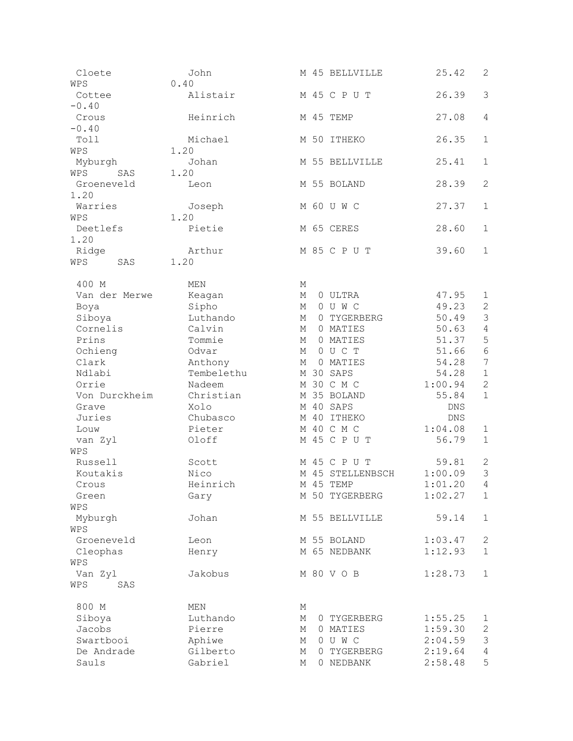| | | | | | | |
|---|---|---|---|---|---|---|
| Cloete | John | M 45 | BELLVILLE | 25.42 | 2 | |
| WPS | 0.40 | | | | | |
| Cottee | Alistair | M 45 | C P U T | 26.39 | 3 | |
| -0.40 | | | | | | |
| Crous | Heinrich | M 45 | TEMP | 27.08 | 4 | |
| -0.40 | | | | | | |
| Toll | Michael | M 50 | ITHEKO | 26.35 | 1 | |
| WPS | 1.20 | | | | | |
| Myburgh | Johan | M 55 | BELLVILLE | 25.41 | 1 | |
| WPS SAS | 1.20 | | | | | |
| Groeneveld | Leon | M 55 | BOLAND | 28.39 | 2 | |
| 1.20 | | | | | | |
| Warries | Joseph | M 60 | U W C | 27.37 | 1 | |
| WPS | 1.20 | | | | | |
| Deetlefs | Pietie | M 65 | CERES | 28.60 | 1 | |
| 1.20 | | | | | | |
| Ridge | Arthur | M 85 | C P U T | 39.60 | 1 | |
| WPS SAS | 1.20 | | | | | |

| | | | | | |
|---|---|---|---|---|---|
| 400 M | MEN | M | | | |
| Van der Merwe | Keagan | M 0 | ULTRA | 47.95 | 1 |
| Boya | Sipho | M 0 | U W C | 49.23 | 2 |
| Siboya | Luthando | M 0 | TYGERBERG | 50.49 | 3 |
| Cornelis | Calvin | M 0 | MATIES | 50.63 | 4 |
| Prins | Tommie | M 0 | MATIES | 51.37 | 5 |
| Ochieng | Odvar | M 0 | U C T | 51.66 | 6 |
| Clark | Anthony | M 0 | MATIES | 54.28 | 7 |
| Ndlabi | Tembelethu | M 30 | SAPS | 54.28 | 1 |
| Orrie | Nadeem | M 30 | C M C | 1:00.94 | 2 |
| Von Durckheim | Christian | M 35 | BOLAND | 55.84 | 1 |
| Grave | Xolo | M 40 | SAPS | DNS | |
| Juries | Chubasco | M 40 | ITHEKO | DNS | |
| Louw | Pieter | M 40 | C M C | 1:04.08 | 1 |
| van Zyl | Oloff | M 45 | C P U T | 56.79 | 1 |
| WPS | | | | | |
| Russell | Scott | M 45 | C P U T | 59.81 | 2 |
| Koutakis | Nico | M 45 | STELLENBSCH | 1:00.09 | 3 |
| Crous | Heinrich | M 45 | TEMP | 1:01.20 | 4 |
| Green | Gary | M 50 | TYGERBERG | 1:02.27 | 1 |
| WPS | | | | | |
| Myburgh | Johan | M 55 | BELLVILLE | 59.14 | 1 |
| WPS | | | | | |
| Groeneveld | Leon | M 55 | BOLAND | 1:03.47 | 2 |
| Cleophas | Henry | M 65 | NEDBANK | 1:12.93 | 1 |
| WPS | | | | | |
| Van Zyl | Jakobus | M 80 | V O B | 1:28.73 | 1 |
| WPS SAS | | | | | |

| | | | | | |
|---|---|---|---|---|---|
| 800 M | MEN | M | | | |
| Siboya | Luthando | M 0 | TYGERBERG | 1:55.25 | 1 |
| Jacobs | Pierre | M 0 | MATIES | 1:59.30 | 2 |
| Swartbooi | Aphiwe | M 0 | U W C | 2:04.59 | 3 |
| De Andrade | Gilberto | M 0 | TYGERBERG | 2:19.64 | 4 |
| Sauls | Gabriel | M 0 | NEDBANK | 2:58.48 | 5 |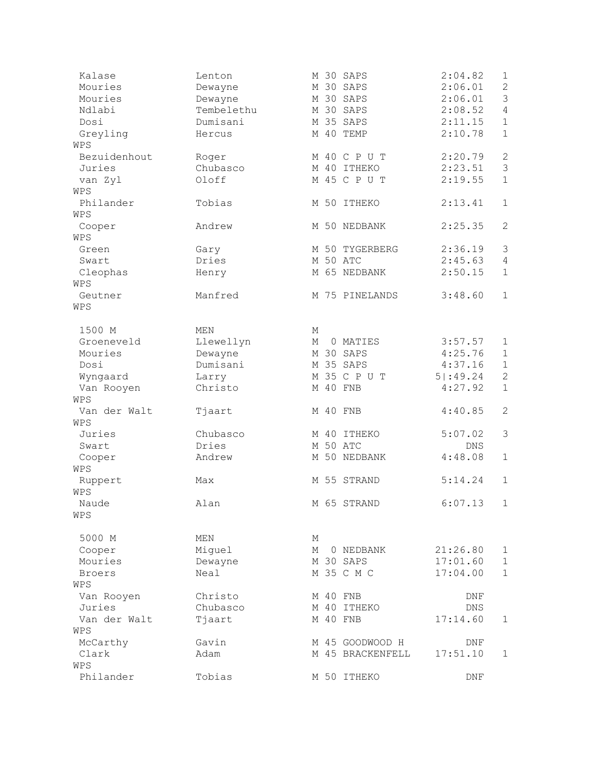| | | | | |
|---|---|---|---|---|
| Kalase | Lenton | M 30 SAPS | 2:04.82 | 1 |
| Mouries | Dewayne | M 30 SAPS | 2:06.01 | 2 |
| Mouries | Dewayne | M 30 SAPS | 2:06.01 | 3 |
| Ndlabi | Tembelethu | M 30 SAPS | 2:08.52 | 4 |
| Dosi | Dumisani | M 35 SAPS | 2:11.15 | 1 |
| Greyling | Hercus | M 40 TEMP | 2:10.78 | 1 |
| WPS | | | | |
| Bezuidenhout | Roger | M 40 C P U T | 2:20.79 | 2 |
| Juries | Chubasco | M 40 ITHEKO | 2:23.51 | 3 |
| van Zyl | Oloff | M 45 C P U T | 2:19.55 | 1 |
| WPS | | | | |
| Philander | Tobias | M 50 ITHEKO | 2:13.41 | 1 |
| WPS | | | | |
| Cooper | Andrew | M 50 NEDBANK | 2:25.35 | 2 |
| WPS | | | | |
| Green | Gary | M 50 TYGERBERG | 2:36.19 | 3 |
| Swart | Dries | M 50 ATC | 2:45.63 | 4 |
| Cleophas | Henry | M 65 NEDBANK | 2:50.15 | 1 |
| WPS | | | | |
| Geutner | Manfred | M 75 PINELANDS | 3:48.60 | 1 |
| WPS | | | | |

| | | | | |
|---|---|---|---|---|
| 1500 M | MEN | M | | |
| Groeneveld | Llewellyn | M 0 MATIES | 3:57.57 | 1 |
| Mouries | Dewayne | M 30 SAPS | 4:25.76 | 1 |
| Dosi | Dumisani | M 35 SAPS | 4:37.16 | 1 |
| Wyngaard | Larry | M 35 C P U T | 5\|:49.24 | 2 |
| Van Rooyen | Christo | M 40 FNB | 4:27.92 | 1 |
| WPS | | | | |
| Van der Walt | Tjaart | M 40 FNB | 4:40.85 | 2 |
| WPS | | | | |
| Juries | Chubasco | M 40 ITHEKO | 5:07.02 | 3 |
| Swart | Dries | M 50 ATC | DNS | |
| Cooper | Andrew | M 50 NEDBANK | 4:48.08 | 1 |
| WPS | | | | |
| Ruppert | Max | M 55 STRAND | 5:14.24 | 1 |
| WPS | | | | |
| Naude | Alan | M 65 STRAND | 6:07.13 | 1 |
| WPS | | | | |

| | | | | |
|---|---|---|---|---|
| 5000 M | MEN | M | | |
| Cooper | Miguel | M 0 NEDBANK | 21:26.80 | 1 |
| Mouries | Dewayne | M 30 SAPS | 17:01.60 | 1 |
| Broers | Neal | M 35 C M C | 17:04.00 | 1 |
| WPS | | | | |
| Van Rooyen | Christo | M 40 FNB | DNF | |
| Juries | Chubasco | M 40 ITHEKO | DNS | |
| Van der Walt | Tjaart | M 40 FNB | 17:14.60 | 1 |
| WPS | | | | |
| McCarthy | Gavin | M 45 GOODWOOD H | DNF | |
| Clark | Adam | M 45 BRACKENFELL | 17:51.10 | 1 |
| WPS | | | | |
| Philander | Tobias | M 50 ITHEKO | DNF | |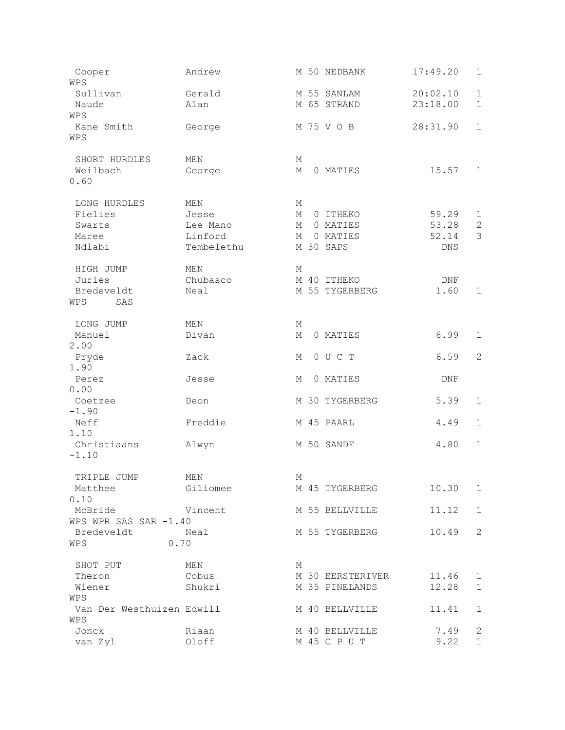```
 Cooper              Andrew              M 50 NEDBANK        17:49.20   1
WPS
 Sullivan            Gerald              M 55 SANLAM         20:02.10   1
 Naude               Alan                M 65 STRAND         23:18.00   1
WPS
 Kane Smith          George              M 75 V O B          28:31.90   1
WPS

 SHORT HURDLES       MEN                 M
 Weilbach            George              M  0 MATIES            15.57   1
0.60

 LONG HURDLES        MEN                 M
 Fielies             Jesse               M  0 ITHEKO            59.29   1
 Swarts              Lee Mano            M  0 MATIES            53.28   2
 Maree               Linford             M  0 MATIES            52.14   3
 Ndlabi              Tembelethu          M 30 SAPS                DNS

 HIGH JUMP           MEN                 M
 Juries              Chubasco            M 40 ITHEKO              DNF
 Bredeveldt          Neal                M 55 TYGERBERG          1.60   1
WPS     SAS

 LONG JUMP           MEN                 M
 Manuel              Divan               M  0 MATIES             6.99   1
2.00
 Pryde               Zack                M  0 U C T              6.59   2
1.90
 Perez               Jesse               M  0 MATIES              DNF
0.00
 Coetzee             Deon                M 30 TYGERBERG          5.39   1
-1.90
 Neff                Freddie             M 45 PAARL              4.49   1
1.10
 Christiaans         Alwyn               M 50 SANDF              4.80   1
-1.10

 TRIPLE JUMP         MEN                 M
 Matthee             Giliomee            M 45 TYGERBERG         10.30   1
0.10
 McBride             Vincent             M 55 BELLVILLE         11.12   1
WPS WPR SAS SAR -1.40
 Bredeveldt          Neal                M 55 TYGERBERG         10.49   2
WPS              0.70

 SHOT PUT            MEN                 M
 Theron              Cobus               M 30 EERSTERIVER       11.46   1
 Wiener              Shukri              M 35 PINELANDS         12.28   1
WPS
 Van Der Westhuizen Edwill               M 40 BELLVILLE         11.41   1
WPS
 Jonck               Riaan               M 40 BELLVILLE          7.49   2
 van Zyl             Oloff               M 45 C P U T            9.22   1
```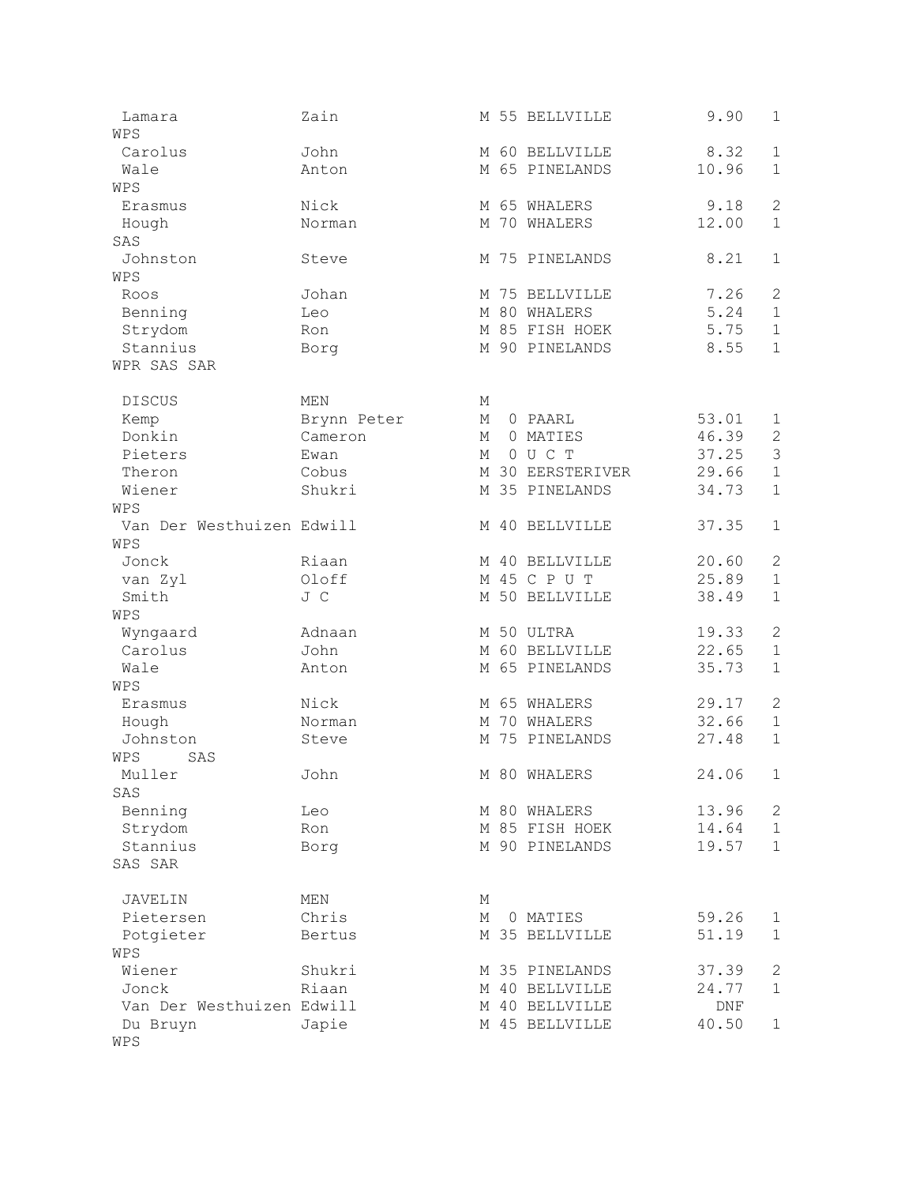```
 Lamara              Zain              M 55 BELLVILLE          9.90   1
WPS
 Carolus             John              M 60 BELLVILLE          8.32   1
 Wale                Anton             M 65 PINELANDS         10.96   1
WPS
 Erasmus             Nick              M 65 WHALERS            9.18   2
 Hough               Norman            M 70 WHALERS           12.00   1
SAS
 Johnston            Steve             M 75 PINELANDS          8.21   1
WPS
 Roos                Johan             M 75 BELLVILLE          7.26   2
 Benning             Leo               M 80 WHALERS            5.24   1
 Strydom             Ron               M 85 FISH HOEK          5.75   1
 Stannius            Borg              M 90 PINELANDS          8.55   1
WPR SAS SAR

 DISCUS              MEN               M
 Kemp                Brynn Peter       M  0 PAARL             53.01   1
 Donkin              Cameron           M  0 MATIES            46.39   2
 Pieters             Ewan              M  0 U C T             37.25   3
 Theron              Cobus             M 30 EERSTERIVER       29.66   1
 Wiener              Shukri            M 35 PINELANDS         34.73   1
WPS
 Van Der Westhuizen Edwill             M 40 BELLVILLE         37.35   1
WPS
 Jonck               Riaan             M 40 BELLVILLE         20.60   2
 van Zyl             Oloff             M 45 C P U T           25.89   1
 Smith               J C               M 50 BELLVILLE         38.49   1
WPS
 Wyngaard            Adnaan            M 50 ULTRA             19.33   2
 Carolus             John              M 60 BELLVILLE         22.65   1
 Wale                Anton             M 65 PINELANDS         35.73   1
WPS
 Erasmus             Nick              M 65 WHALERS           29.17   2
 Hough               Norman            M 70 WHALERS           32.66   1
 Johnston            Steve             M 75 PINELANDS         27.48   1
WPS     SAS
 Muller              John              M 80 WHALERS           24.06   1
SAS
 Benning             Leo               M 80 WHALERS           13.96   2
 Strydom             Ron               M 85 FISH HOEK         14.64   1
 Stannius            Borg              M 90 PINELANDS         19.57   1
SAS SAR

 JAVELIN             MEN               M
 Pietersen           Chris             M  0 MATIES            59.26   1
 Potgieter           Bertus            M 35 BELLVILLE         51.19   1
WPS
 Wiener              Shukri            M 35 PINELANDS         37.39   2
 Jonck               Riaan             M 40 BELLVILLE         24.77   1
 Van Der Westhuizen Edwill             M 40 BELLVILLE          DNF
 Du Bruyn            Japie             M 45 BELLVILLE         40.50   1
WPS
```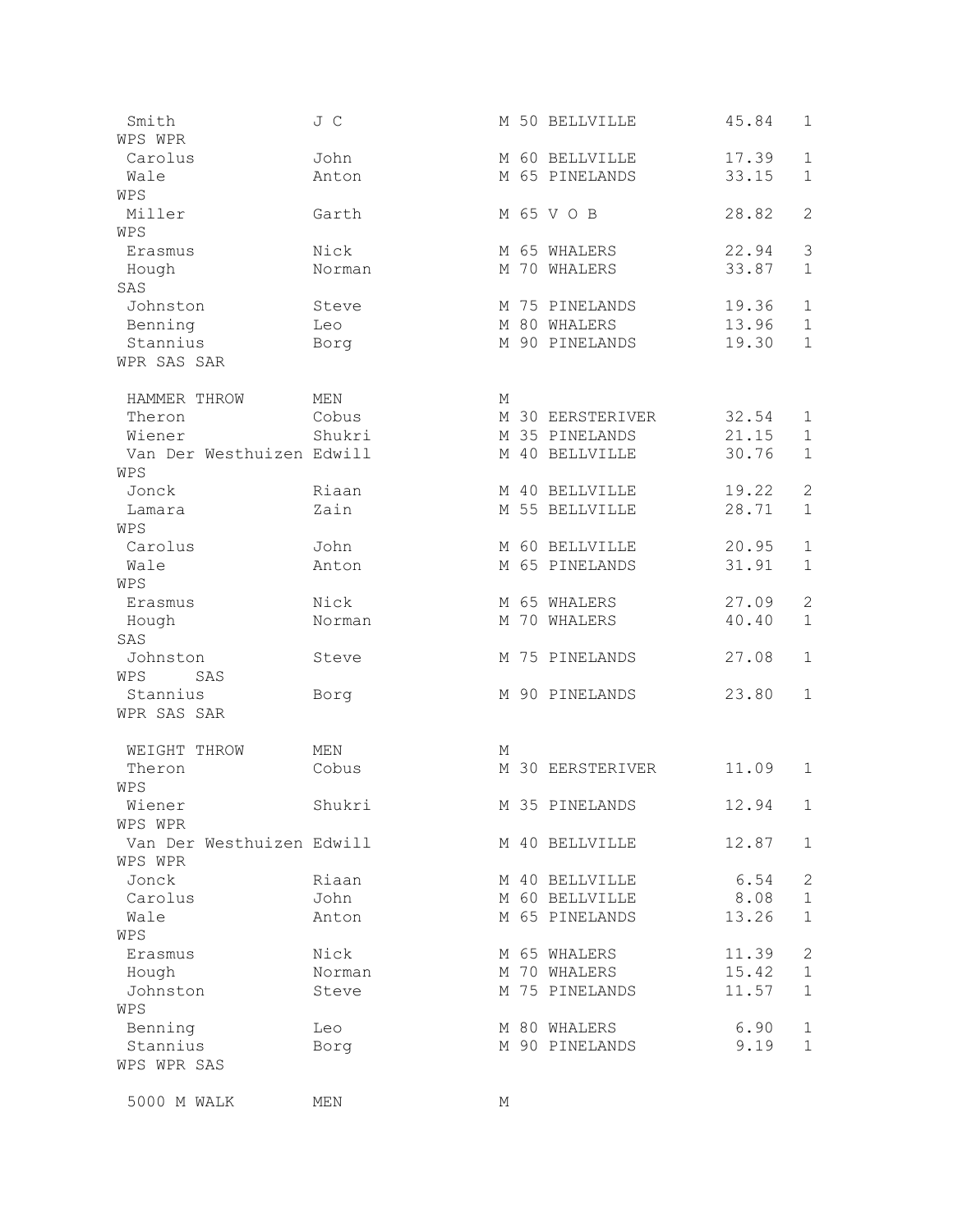| | | | | | |
|---|---|---|---|---|---|
| Smith | J C | M 50 | BELLVILLE | 45.84 | 1 |
| WPS WPR | | | | | |
| Carolus | John | M 60 | BELLVILLE | 17.39 | 1 |
| Wale | Anton | M 65 | PINELANDS | 33.15 | 1 |
| WPS | | | | | |
| Miller | Garth | M 65 | V O B | 28.82 | 2 |
| WPS | | | | | |
| Erasmus | Nick | M 65 | WHALERS | 22.94 | 3 |
| Hough | Norman | M 70 | WHALERS | 33.87 | 1 |
| SAS | | | | | |
| Johnston | Steve | M 75 | PINELANDS | 19.36 | 1 |
| Benning | Leo | M 80 | WHALERS | 13.96 | 1 |
| Stannius | Borg | M 90 | PINELANDS | 19.30 | 1 |
| WPR SAS SAR | | | | | |

| HAMMER THROW | MEN | M | | | |
|---|---|---|---|---|---|
| Theron | Cobus | M 30 | EERSTERIVER | 32.54 | 1 |
| Wiener | Shukri | M 35 | PINELANDS | 21.15 | 1 |
| Van Der Westhuizen | Edwill | M 40 | BELLVILLE | 30.76 | 1 |
| WPS | | | | | |
| Jonck | Riaan | M 40 | BELLVILLE | 19.22 | 2 |
| Lamara | Zain | M 55 | BELLVILLE | 28.71 | 1 |
| WPS | | | | | |
| Carolus | John | M 60 | BELLVILLE | 20.95 | 1 |
| Wale | Anton | M 65 | PINELANDS | 31.91 | 1 |
| WPS | | | | | |
| Erasmus | Nick | M 65 | WHALERS | 27.09 | 2 |
| Hough | Norman | M 70 | WHALERS | 40.40 | 1 |
| SAS | | | | | |
| Johnston | Steve | M 75 | PINELANDS | 27.08 | 1 |
| WPS SAS | | | | | |
| Stannius | Borg | M 90 | PINELANDS | 23.80 | 1 |
| WPR SAS SAR | | | | | |

| WEIGHT THROW | MEN | M | | | |
|---|---|---|---|---|---|
| Theron | Cobus | M 30 | EERSTERIVER | 11.09 | 1 |
| WPS | | | | | |
| Wiener | Shukri | M 35 | PINELANDS | 12.94 | 1 |
| WPS WPR | | | | | |
| Van Der Westhuizen | Edwill | M 40 | BELLVILLE | 12.87 | 1 |
| WPS WPR | | | | | |
| Jonck | Riaan | M 40 | BELLVILLE | 6.54 | 2 |
| Carolus | John | M 60 | BELLVILLE | 8.08 | 1 |
| Wale | Anton | M 65 | PINELANDS | 13.26 | 1 |
| WPS | | | | | |
| Erasmus | Nick | M 65 | WHALERS | 11.39 | 2 |
| Hough | Norman | M 70 | WHALERS | 15.42 | 1 |
| Johnston | Steve | M 75 | PINELANDS | 11.57 | 1 |
| WPS | | | | | |
| Benning | Leo | M 80 | WHALERS | 6.90 | 1 |
| Stannius | Borg | M 90 | PINELANDS | 9.19 | 1 |
| WPS WPR SAS | | | | | |

| 5000 M WALK | MEN | M | | | |
|---|---|---|---|---|---|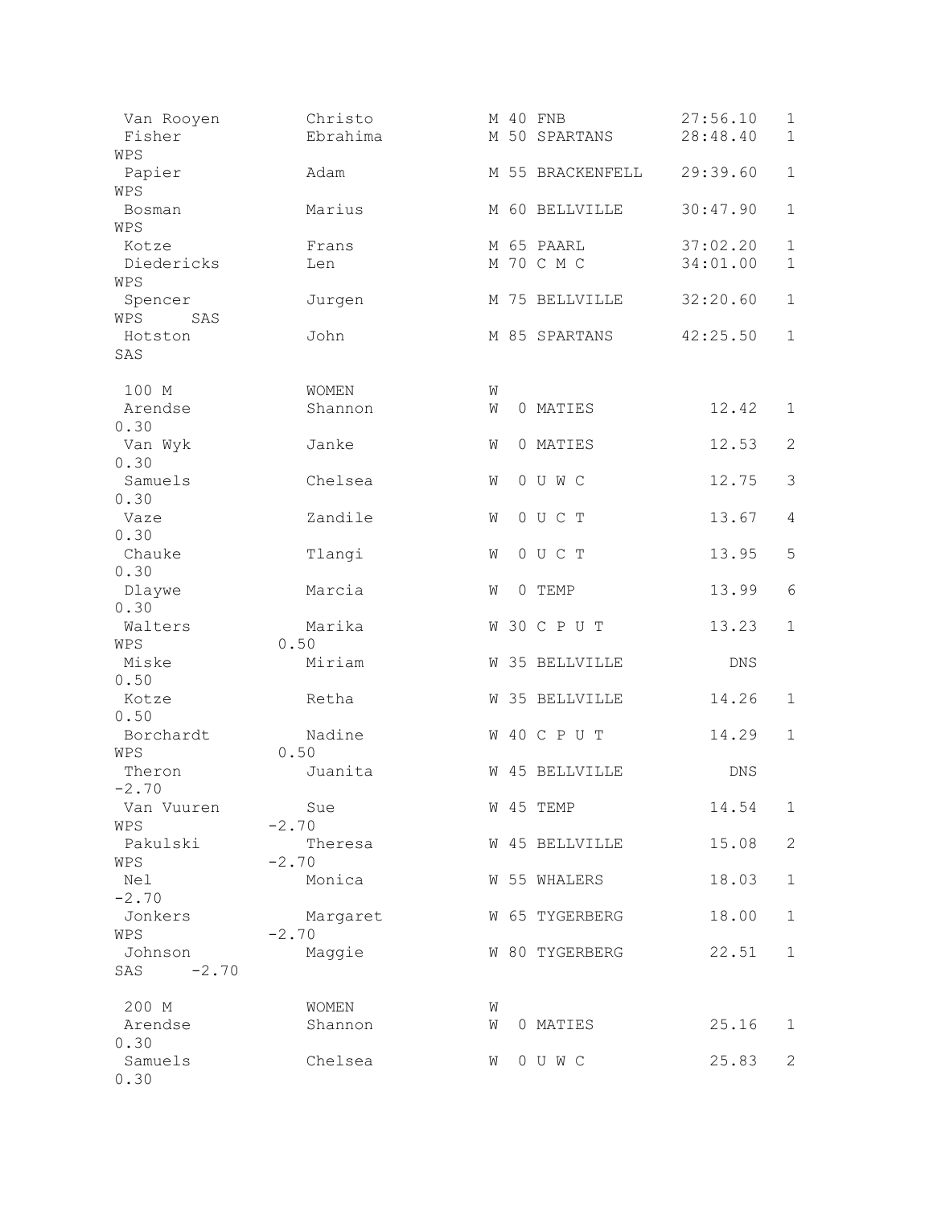| | | | | | | |
|---|---|---|---|---|---|---|
| Van Rooyen | Christo | M 40 FNB | 27:56.10 | 1 | | |
| Fisher | Ebrahima | M 50 SPARTANS | 28:48.40 | 1 | WPS | |
| Papier | Adam | M 55 BRACKENFELL | 29:39.60 | 1 | WPS | |
| Bosman | Marius | M 60 BELLVILLE | 30:47.90 | 1 | WPS | |
| Kotze | Frans | M 65 PAARL | 37:02.20 | 1 | | |
| Diedericks | Len | M 70 C M C | 34:01.00 | 1 | WPS | |
| Spencer | Jurgen | M 75 BELLVILLE | 32:20.60 | 1 | WPS SAS | |
| Hotston | John | M 85 SPARTANS | 42:25.50 | 1 | SAS | |
| | | | | | | |
| 100 M | WOMEN | W | | | | |
| Arendse | Shannon | W 0 MATIES | 12.42 | 1 | | 0.30 |
| Van Wyk | Janke | W 0 MATIES | 12.53 | 2 | | 0.30 |
| Samuels | Chelsea | W 0 U W C | 12.75 | 3 | | 0.30 |
| Vaze | Zandile | W 0 U C T | 13.67 | 4 | | 0.30 |
| Chauke | Tlangi | W 0 U C T | 13.95 | 5 | | 0.30 |
| Dlaywe | Marcia | W 0 TEMP | 13.99 | 6 | | 0.30 |
| Walters | Marika | W 30 C P U T | 13.23 | 1 | WPS | 0.50 |
| Miske | Miriam | W 35 BELLVILLE | DNS | | | 0.50 |
| Kotze | Retha | W 35 BELLVILLE | 14.26 | 1 | | 0.50 |
| Borchardt | Nadine | W 40 C P U T | 14.29 | 1 | WPS | 0.50 |
| Theron | Juanita | W 45 BELLVILLE | DNS | | | -2.70 |
| Van Vuuren | Sue | W 45 TEMP | 14.54 | 1 | WPS | -2.70 |
| Pakulski | Theresa | W 45 BELLVILLE | 15.08 | 2 | WPS | -2.70 |
| Nel | Monica | W 55 WHALERS | 18.03 | 1 | | -2.70 |
| Jonkers | Margaret | W 65 TYGERBERG | 18.00 | 1 | WPS | -2.70 |
| Johnson | Maggie | W 80 TYGERBERG | 22.51 | 1 | SAS | -2.70 |
| | | | | | | |
| 200 M | WOMEN | W | | | | |
| Arendse | Shannon | W 0 MATIES | 25.16 | 1 | | 0.30 |
| Samuels | Chelsea | W 0 U W C | 25.83 | 2 | | 0.30 |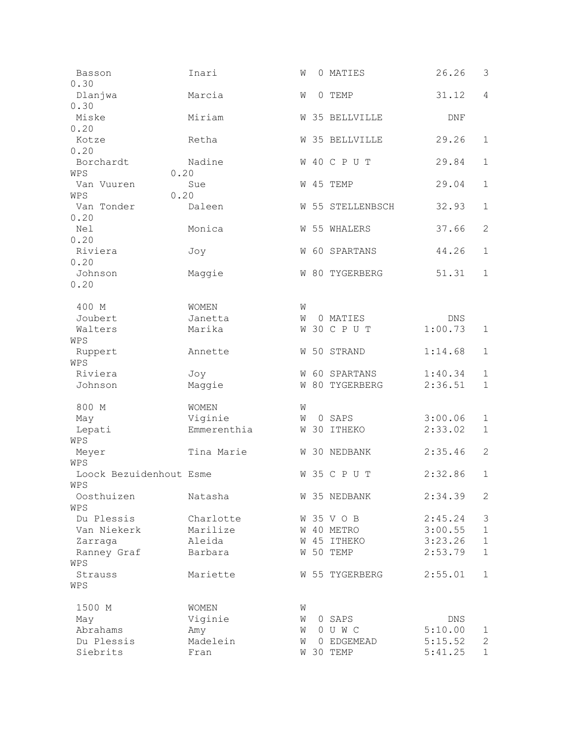| | | | | | | |
|---|---|---|---|---|---|---|
| Basson | Inari | W | 0 | MATIES | 26.26 | 3 |
| 0.30 | | | | | | |
| Dlanjwa | Marcia | W | 0 | TEMP | 31.12 | 4 |
| 0.30 | | | | | | |
| Miske | Miriam | W | 35 | BELLVILLE | DNF | |
| 0.20 | | | | | | |
| Kotze | Retha | W | 35 | BELLVILLE | 29.26 | 1 |
| 0.20 | | | | | | |
| Borchardt | Nadine | W | 40 | C P U T | 29.84 | 1 |
| WPS | 0.20 | | | | | |
| Van Vuuren | Sue | W | 45 | TEMP | 29.04 | 1 |
| WPS | 0.20 | | | | | |
| Van Tonder | Daleen | W | 55 | STELLENBSCH | 32.93 | 1 |
| 0.20 | | | | | | |
| Nel | Monica | W | 55 | WHALERS | 37.66 | 2 |
| 0.20 | | | | | | |
| Riviera | Joy | W | 60 | SPARTANS | 44.26 | 1 |
| 0.20 | | | | | | |
| Johnson | Maggie | W | 80 | TYGERBERG | 51.31 | 1 |
| 0.20 | | | | | | |

| | | | | | | |
|---|---|---|---|---|---|---|
| 400 M | WOMEN | W | | | | |
| Joubert | Janetta | W | 0 | MATIES | DNS | |
| Walters | Marika | W | 30 | C P U T | 1:00.73 | 1 |
| WPS | | | | | | |
| Ruppert | Annette | W | 50 | STRAND | 1:14.68 | 1 |
| WPS | | | | | | |
| Riviera | Joy | W | 60 | SPARTANS | 1:40.34 | 1 |
| Johnson | Maggie | W | 80 | TYGERBERG | 2:36.51 | 1 |

| | | | | | | |
|---|---|---|---|---|---|---|
| 800 M | WOMEN | W | | | | |
| May | Viginie | W | 0 | SAPS | 3:00.06 | 1 |
| Lepati | Emmerenthia | W | 30 | ITHEKO | 2:33.02 | 1 |
| WPS | | | | | | |
| Meyer | Tina Marie | W | 30 | NEDBANK | 2:35.46 | 2 |
| WPS | | | | | | |
| Loock Bezuidenhout | Esme | W | 35 | C P U T | 2:32.86 | 1 |
| WPS | | | | | | |
| Oosthuizen | Natasha | W | 35 | NEDBANK | 2:34.39 | 2 |
| WPS | | | | | | |
| Du Plessis | Charlotte | W | 35 | V O B | 2:45.24 | 3 |
| Van Niekerk | Marilize | W | 40 | METRO | 3:00.55 | 1 |
| Zarraga | Aleida | W | 45 | ITHEKO | 3:23.26 | 1 |
| Ranney Graf | Barbara | W | 50 | TEMP | 2:53.79 | 1 |
| WPS | | | | | | |
| Strauss | Mariette | W | 55 | TYGERBERG | 2:55.01 | 1 |
| WPS | | | | | | |

| | | | | | | |
|---|---|---|---|---|---|---|
| 1500 M | WOMEN | W | | | | |
| May | Viginie | W | 0 | SAPS | DNS | |
| Abrahams | Amy | W | 0 | U W C | 5:10.00 | 1 |
| Du Plessis | Madelein | W | 0 | EDGEMEAD | 5:15.52 | 2 |
| Siebrits | Fran | W | 30 | TEMP | 5:41.25 | 1 |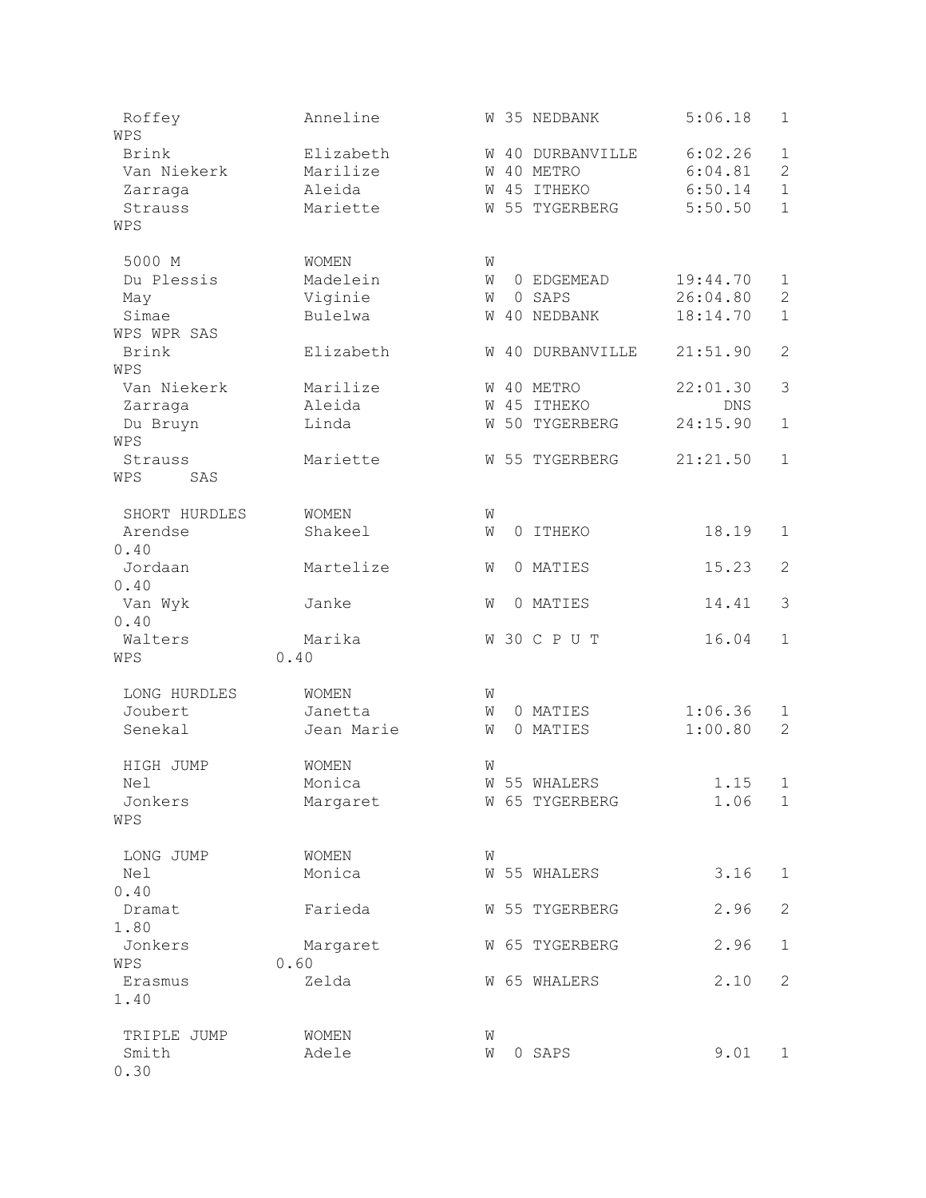```
 Roffey              Anneline            W 35 NEDBANK          5:06.18   1
WPS
 Brink               Elizabeth           W 40 DURBANVILLE      6:02.26   1
 Van Niekerk         Marilize            W 40 METRO            6:04.81   2
 Zarraga             Aleida              W 45 ITHEKO           6:50.14   1
 Strauss             Mariette            W 55 TYGERBERG        5:50.50   1
WPS

 5000 M              WOMEN               W
 Du Plessis          Madelein            W  0 EDGEMEAD        19:44.70   1
 May                 Viginie             W  0 SAPS            26:04.80   2
 Simae               Bulelwa             W 40 NEDBANK         18:14.70   1
WPS WPR SAS
 Brink               Elizabeth           W 40 DURBANVILLE     21:51.90   2
WPS
 Van Niekerk         Marilize            W 40 METRO           22:01.30   3
 Zarraga             Aleida              W 45 ITHEKO             DNS
 Du Bruyn            Linda               W 50 TYGERBERG       24:15.90   1
WPS
 Strauss             Mariette            W 55 TYGERBERG       21:21.50   1
WPS     SAS

 SHORT HURDLES       WOMEN               W
 Arendse             Shakeel             W  0 ITHEKO             18.19   1
0.40
 Jordaan             Martelize           W  0 MATIES             15.23   2
0.40
 Van Wyk             Janke               W  0 MATIES             14.41   3
0.40
 Walters             Marika              W 30 C P U T            16.04   1
WPS              0.40

 LONG HURDLES        WOMEN               W
 Joubert             Janetta             W  0 MATIES           1:06.36   1
 Senekal             Jean Marie          W  0 MATIES           1:00.80   2

 HIGH JUMP           WOMEN               W
 Nel                 Monica              W 55 WHALERS             1.15   1
 Jonkers             Margaret            W 65 TYGERBERG           1.06   1
WPS

 LONG JUMP           WOMEN               W
 Nel                 Monica              W 55 WHALERS             3.16   1
0.40
 Dramat              Farieda             W 55 TYGERBERG           2.96   2
1.80
 Jonkers             Margaret            W 65 TYGERBERG           2.96   1
WPS              0.60
 Erasmus             Zelda               W 65 WHALERS             2.10   2
1.40

 TRIPLE JUMP         WOMEN               W
 Smith               Adele               W  0 SAPS                9.01   1
0.30
```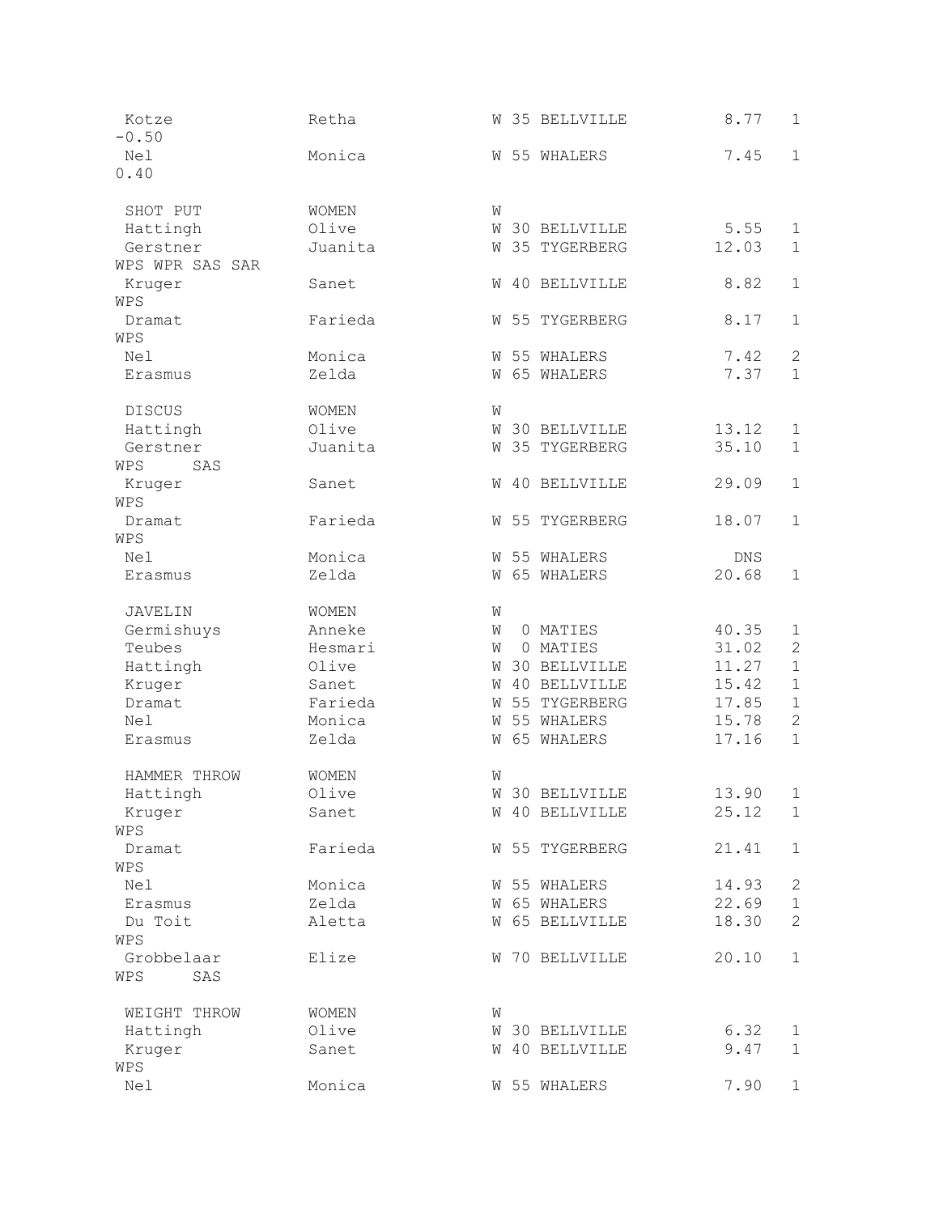```
 Kotze               Retha              W 35 BELLVILLE          8.77   1
-0.50
 Nel                 Monica             W 55 WHALERS            7.45   1
0.40

 SHOT PUT            WOMEN              W
 Hattingh            Olive              W 30 BELLVILLE          5.55   1
 Gerstner            Juanita            W 35 TYGERBERG         12.03   1
WPS WPR SAS SAR
 Kruger              Sanet              W 40 BELLVILLE          8.82   1
WPS
 Dramat              Farieda            W 55 TYGERBERG          8.17   1
WPS
 Nel                 Monica             W 55 WHALERS            7.42   2
 Erasmus             Zelda              W 65 WHALERS            7.37   1

 DISCUS              WOMEN              W
 Hattingh            Olive              W 30 BELLVILLE         13.12   1
 Gerstner            Juanita            W 35 TYGERBERG         35.10   1
WPS     SAS
 Kruger              Sanet              W 40 BELLVILLE         29.09   1
WPS
 Dramat              Farieda            W 55 TYGERBERG         18.07   1
WPS
 Nel                 Monica             W 55 WHALERS             DNS
 Erasmus             Zelda              W 65 WHALERS           20.68   1

 JAVELIN             WOMEN              W
 Germishuys          Anneke             W  0 MATIES            40.35   1
 Teubes              Hesmari            W  0 MATIES            31.02   2
 Hattingh            Olive              W 30 BELLVILLE         11.27   1
 Kruger              Sanet              W 40 BELLVILLE         15.42   1
 Dramat              Farieda            W 55 TYGERBERG         17.85   1
 Nel                 Monica             W 55 WHALERS           15.78   2
 Erasmus             Zelda              W 65 WHALERS           17.16   1

 HAMMER THROW        WOMEN              W
 Hattingh            Olive              W 30 BELLVILLE         13.90   1
 Kruger              Sanet              W 40 BELLVILLE         25.12   1
WPS
 Dramat              Farieda            W 55 TYGERBERG         21.41   1
WPS
 Nel                 Monica             W 55 WHALERS           14.93   2
 Erasmus             Zelda              W 65 WHALERS           22.69   1
 Du Toit             Aletta             W 65 BELLVILLE         18.30   2
WPS
 Grobbelaar          Elize              W 70 BELLVILLE         20.10   1
WPS     SAS

 WEIGHT THROW        WOMEN              W
 Hattingh            Olive              W 30 BELLVILLE          6.32   1
 Kruger              Sanet              W 40 BELLVILLE          9.47   1
WPS
 Nel                 Monica             W 55 WHALERS            7.90   1
```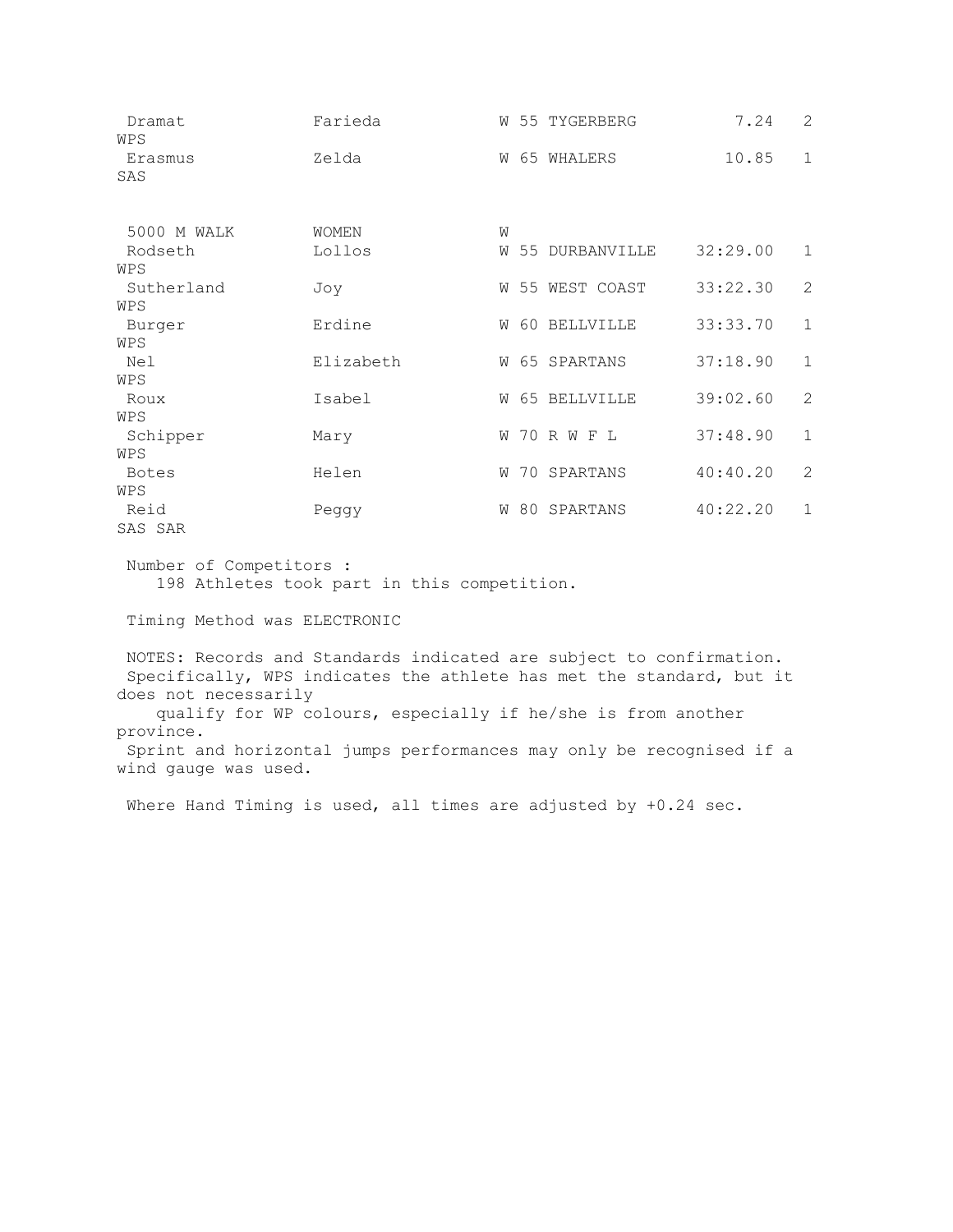| | | | | | |
|---|---|---|---|---|---|
| Dramat | Farieda | W 55 | TYGERBERG | 7.24 | 2 |
| WPS | | | | | |
| Erasmus | Zelda | W 65 | WHALERS | 10.85 | 1 |
| SAS | | | | | |

| 5000 M WALK | WOMEN | W | | | |
|---|---|---|---|---|---|
| Rodseth | Lollos | W 55 | DURBANVILLE | 32:29.00 | 1 |
| WPS | | | | | |
| Sutherland | Joy | W 55 | WEST COAST | 33:22.30 | 2 |
| WPS | | | | | |
| Burger | Erdine | W 60 | BELLVILLE | 33:33.70 | 1 |
| WPS | | | | | |
| Nel | Elizabeth | W 65 | SPARTANS | 37:18.90 | 1 |
| WPS | | | | | |
| Roux | Isabel | W 65 | BELLVILLE | 39:02.60 | 2 |
| WPS | | | | | |
| Schipper | Mary | W 70 | R W F L | 37:48.90 | 1 |
| WPS | | | | | |
| Botes | Helen | W 70 | SPARTANS | 40:40.20 | 2 |
| WPS | | | | | |
| Reid | Peggy | W 80 | SPARTANS | 40:22.20 | 1 |
| SAS SAR | | | | | |

Number of Competitors :
198 Athletes took part in this competition.

Timing Method was ELECTRONIC

NOTES: Records and Standards indicated are subject to confirmation.
Specifically, WPS indicates the athlete has met the standard, but it does not necessarily
qualify for WP colours, especially if he/she is from another province.
Sprint and horizontal jumps performances may only be recognised if a wind gauge was used.

Where Hand Timing is used, all times are adjusted by +0.24 sec.